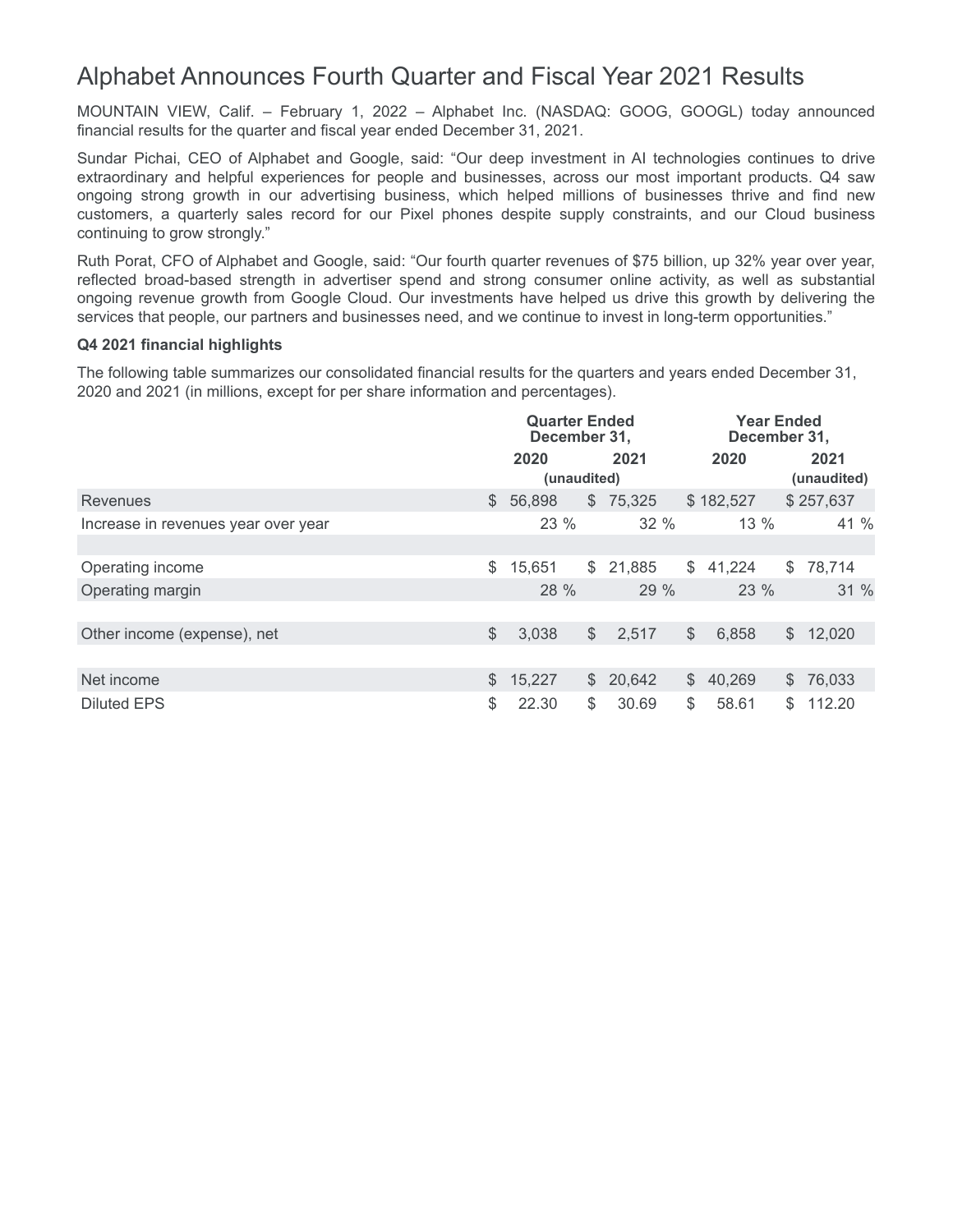# Alphabet Announces Fourth Quarter and Fiscal Year 2021 Results

MOUNTAIN VIEW, Calif. – February 1, 2022 – Alphabet Inc. (NASDAQ: GOOG, GOOGL) today announced financial results for the quarter and fiscal year ended December 31, 2021.

Sundar Pichai, CEO of Alphabet and Google, said: "Our deep investment in AI technologies continues to drive extraordinary and helpful experiences for people and businesses, across our most important products. Q4 saw ongoing strong growth in our advertising business, which helped millions of businesses thrive and find new customers, a quarterly sales record for our Pixel phones despite supply constraints, and our Cloud business continuing to grow strongly."

Ruth Porat, CFO of Alphabet and Google, said: "Our fourth quarter revenues of $75 billion, up 32% year over year, reflected broad-based strength in advertiser spend and strong consumer online activity, as well as substantial ongoing revenue growth from Google Cloud. Our investments have helped us drive this growth by delivering the services that people, our partners and businesses need, and we continue to invest in long-term opportunities."

**Q4 2021 financial highlights**

The following table summarizes our consolidated financial results for the quarters and years ended December 31, 2020 and 2021 (in millions, except for per share information and percentages).

| | Quarter Ended December 31, | | Year Ended December 31, | |
|---|---|---|---|---|
| | 2020 | 2021 | 2020 | 2021 |
| | (unaudited) | | | (unaudited) |
| Revenues | $ 56,898 | $ 75,325 | $ 182,527 | $ 257,637 |
| Increase in revenues year over year | 23 % | 32 % | 13 % | 41 % |
| | | | | |
| Operating income | $ 15,651 | $ 21,885 | $ 41,224 | $ 78,714 |
| Operating margin | 28 % | 29 % | 23 % | 31 % |
| | | | | |
| Other income (expense), net | $ 3,038 | $ 2,517 | $ 6,858 | $ 12,020 |
| | | | | |
| Net income | $ 15,227 | $ 20,642 | $ 40,269 | $ 76,033 |
| Diluted EPS | $ 22.30 | $ 30.69 | $ 58.61 | $ 112.20 |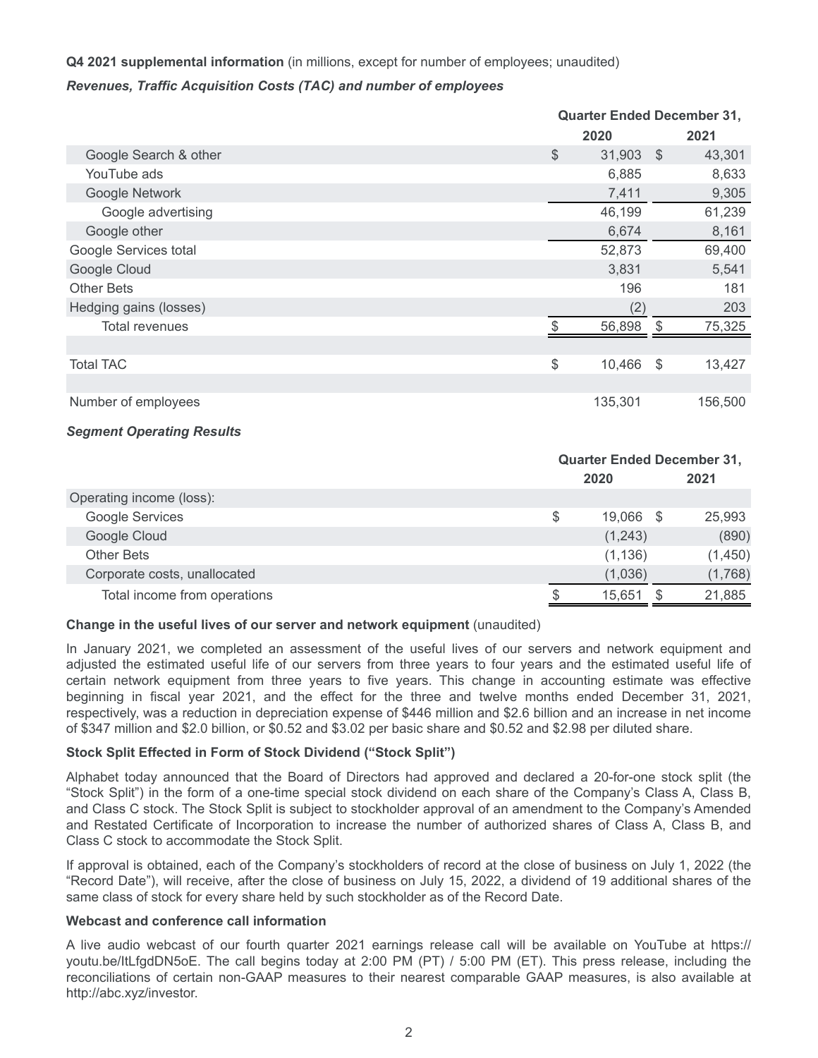**Q4 2021 supplemental information** (in millions, except for number of employees; unaudited)

***Revenues, Traffic Acquisition Costs (TAC) and number of employees***

| | Quarter Ended December 31, | |
|---|---|---|
| | 2020 | 2021 |
| Google Search & other | $ 31,903 | $ 43,301 |
| YouTube ads | 6,885 | 8,633 |
| Google Network | 7,411 | 9,305 |
| Google advertising | 46,199 | 61,239 |
| Google other | 6,674 | 8,161 |
| Google Services total | 52,873 | 69,400 |
| Google Cloud | 3,831 | 5,541 |
| Other Bets | 196 | 181 |
| Hedging gains (losses) | (2) | 203 |
| Total revenues | $ 56,898 | $ 75,325 |
| | | |
| Total TAC | $ 10,466 | $ 13,427 |
| | | |
| Number of employees | 135,301 | 156,500 |

***Segment Operating Results***

| | Quarter Ended December 31, | |
|---|---|---|
| | 2020 | 2021 |
| Operating income (loss): | | |
| Google Services | $ 19,066 | $ 25,993 |
| Google Cloud | (1,243) | (890) |
| Other Bets | (1,136) | (1,450) |
| Corporate costs, unallocated | (1,036) | (1,768) |
| Total income from operations | $ 15,651 | $ 21,885 |

**Change in the useful lives of our server and network equipment** (unaudited)

In January 2021, we completed an assessment of the useful lives of our servers and network equipment and adjusted the estimated useful life of our servers from three years to four years and the estimated useful life of certain network equipment from three years to five years. This change in accounting estimate was effective beginning in fiscal year 2021, and the effect for the three and twelve months ended December 31, 2021, respectively, was a reduction in depreciation expense of $446 million and $2.6 billion and an increase in net income of $347 million and $2.0 billion, or $0.52 and $3.02 per basic share and $0.52 and $2.98 per diluted share.

**Stock Split Effected in Form of Stock Dividend ("Stock Split")**

Alphabet today announced that the Board of Directors had approved and declared a 20-for-one stock split (the "Stock Split") in the form of a one-time special stock dividend on each share of the Company's Class A, Class B, and Class C stock. The Stock Split is subject to stockholder approval of an amendment to the Company's Amended and Restated Certificate of Incorporation to increase the number of authorized shares of Class A, Class B, and Class C stock to accommodate the Stock Split.

If approval is obtained, each of the Company's stockholders of record at the close of business on July 1, 2022 (the "Record Date"), will receive, after the close of business on July 15, 2022, a dividend of 19 additional shares of the same class of stock for every share held by such stockholder as of the Record Date.

**Webcast and conference call information**

A live audio webcast of our fourth quarter 2021 earnings release call will be available on YouTube at https://youtu.be/ItLfgdDN5oE. The call begins today at 2:00 PM (PT) / 5:00 PM (ET). This press release, including the reconciliations of certain non-GAAP measures to their nearest comparable GAAP measures, is also available at http://abc.xyz/investor.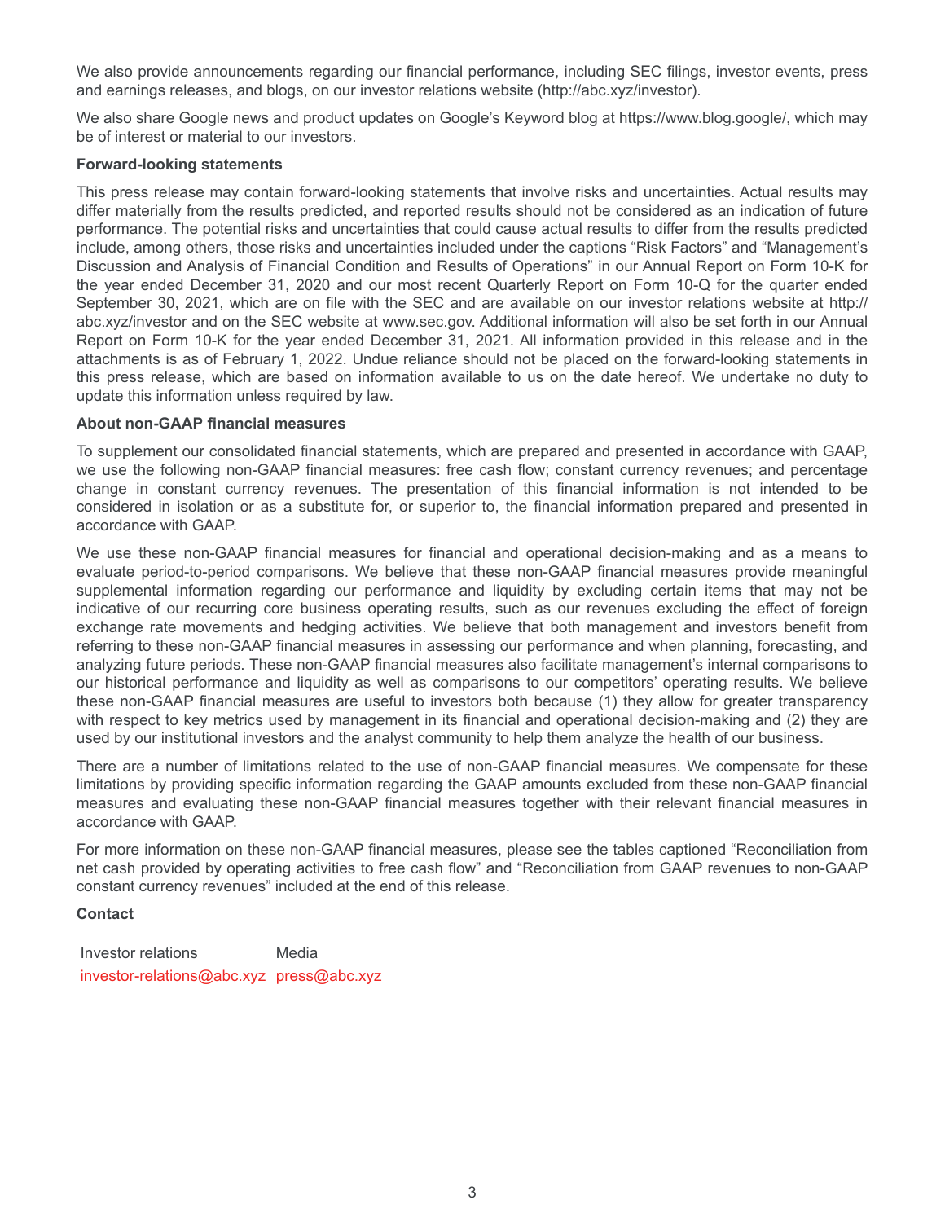We also provide announcements regarding our financial performance, including SEC filings, investor events, press and earnings releases, and blogs, on our investor relations website (http://abc.xyz/investor).

We also share Google news and product updates on Google's Keyword blog at https://www.blog.google/, which may be of interest or material to our investors.

**Forward-looking statements**

This press release may contain forward-looking statements that involve risks and uncertainties. Actual results may differ materially from the results predicted, and reported results should not be considered as an indication of future performance. The potential risks and uncertainties that could cause actual results to differ from the results predicted include, among others, those risks and uncertainties included under the captions "Risk Factors" and "Management's Discussion and Analysis of Financial Condition and Results of Operations" in our Annual Report on Form 10-K for the year ended December 31, 2020 and our most recent Quarterly Report on Form 10-Q for the quarter ended September 30, 2021, which are on file with the SEC and are available on our investor relations website at http://abc.xyz/investor and on the SEC website at www.sec.gov. Additional information will also be set forth in our Annual Report on Form 10-K for the year ended December 31, 2021. All information provided in this release and in the attachments is as of February 1, 2022. Undue reliance should not be placed on the forward-looking statements in this press release, which are based on information available to us on the date hereof. We undertake no duty to update this information unless required by law.

**About non-GAAP financial measures**

To supplement our consolidated financial statements, which are prepared and presented in accordance with GAAP, we use the following non-GAAP financial measures: free cash flow; constant currency revenues; and percentage change in constant currency revenues. The presentation of this financial information is not intended to be considered in isolation or as a substitute for, or superior to, the financial information prepared and presented in accordance with GAAP.

We use these non-GAAP financial measures for financial and operational decision-making and as a means to evaluate period-to-period comparisons. We believe that these non-GAAP financial measures provide meaningful supplemental information regarding our performance and liquidity by excluding certain items that may not be indicative of our recurring core business operating results, such as our revenues excluding the effect of foreign exchange rate movements and hedging activities. We believe that both management and investors benefit from referring to these non-GAAP financial measures in assessing our performance and when planning, forecasting, and analyzing future periods. These non-GAAP financial measures also facilitate management's internal comparisons to our historical performance and liquidity as well as comparisons to our competitors' operating results. We believe these non-GAAP financial measures are useful to investors both because (1) they allow for greater transparency with respect to key metrics used by management in its financial and operational decision-making and (2) they are used by our institutional investors and the analyst community to help them analyze the health of our business.

There are a number of limitations related to the use of non-GAAP financial measures. We compensate for these limitations by providing specific information regarding the GAAP amounts excluded from these non-GAAP financial measures and evaluating these non-GAAP financial measures together with their relevant financial measures in accordance with GAAP.

For more information on these non-GAAP financial measures, please see the tables captioned "Reconciliation from net cash provided by operating activities to free cash flow" and "Reconciliation from GAAP revenues to non-GAAP constant currency revenues" included at the end of this release.

**Contact**

| Investor relations | Media |
| --- | --- |
| investor-relations@abc.xyz | press@abc.xyz |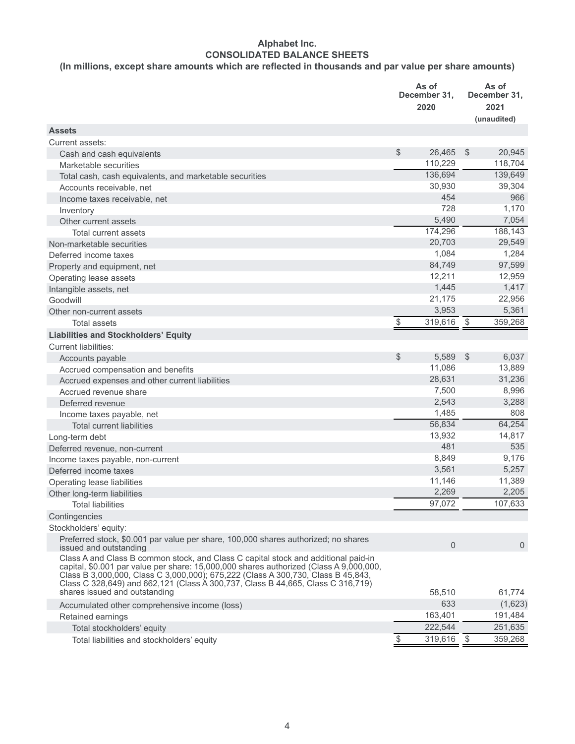# Alphabet Inc.
## CONSOLIDATED BALANCE SHEETS
### (In millions, except share amounts which are reflected in thousands and par value per share amounts)

| | As of December 31, 2020 | As of December 31, 2021 (unaudited) |
|---|---|---|
| **Assets** | | |
| Current assets: | | |
| Cash and cash equivalents | $ 26,465 | $ 20,945 |
| Marketable securities | 110,229 | 118,704 |
| Total cash, cash equivalents, and marketable securities | 136,694 | 139,649 |
| Accounts receivable, net | 30,930 | 39,304 |
| Income taxes receivable, net | 454 | 966 |
| Inventory | 728 | 1,170 |
| Other current assets | 5,490 | 7,054 |
| Total current assets | 174,296 | 188,143 |
| Non-marketable securities | 20,703 | 29,549 |
| Deferred income taxes | 1,084 | 1,284 |
| Property and equipment, net | 84,749 | 97,599 |
| Operating lease assets | 12,211 | 12,959 |
| Intangible assets, net | 1,445 | 1,417 |
| Goodwill | 21,175 | 22,956 |
| Other non-current assets | 3,953 | 5,361 |
| Total assets | $ 319,616 | $ 359,268 |
| **Liabilities and Stockholders' Equity** | | |
| Current liabilities: | | |
| Accounts payable | $ 5,589 | $ 6,037 |
| Accrued compensation and benefits | 11,086 | 13,889 |
| Accrued expenses and other current liabilities | 28,631 | 31,236 |
| Accrued revenue share | 7,500 | 8,996 |
| Deferred revenue | 2,543 | 3,288 |
| Income taxes payable, net | 1,485 | 808 |
| Total current liabilities | 56,834 | 64,254 |
| Long-term debt | 13,932 | 14,817 |
| Deferred revenue, non-current | 481 | 535 |
| Income taxes payable, non-current | 8,849 | 9,176 |
| Deferred income taxes | 3,561 | 5,257 |
| Operating lease liabilities | 11,146 | 11,389 |
| Other long-term liabilities | 2,269 | 2,205 |
| Total liabilities | 97,072 | 107,633 |
| Contingencies | | |
| Stockholders' equity: | | |
| Preferred stock, $0.001 par value per share, 100,000 shares authorized; no shares issued and outstanding | 0 | 0 |
| Class A and Class B common stock, and Class C capital stock and additional paid-in capital, $0.001 par value per share: 15,000,000 shares authorized (Class A 9,000,000, Class B 3,000,000, Class C 3,000,000); 675,222 (Class A 300,730, Class B 45,843, Class C 328,649) and 662,121 (Class A 300,737, Class B 44,665, Class C 316,719) shares issued and outstanding | 58,510 | 61,774 |
| Accumulated other comprehensive income (loss) | 633 | (1,623) |
| Retained earnings | 163,401 | 191,484 |
| Total stockholders' equity | 222,544 | 251,635 |
| Total liabilities and stockholders' equity | $ 319,616 | $ 359,268 |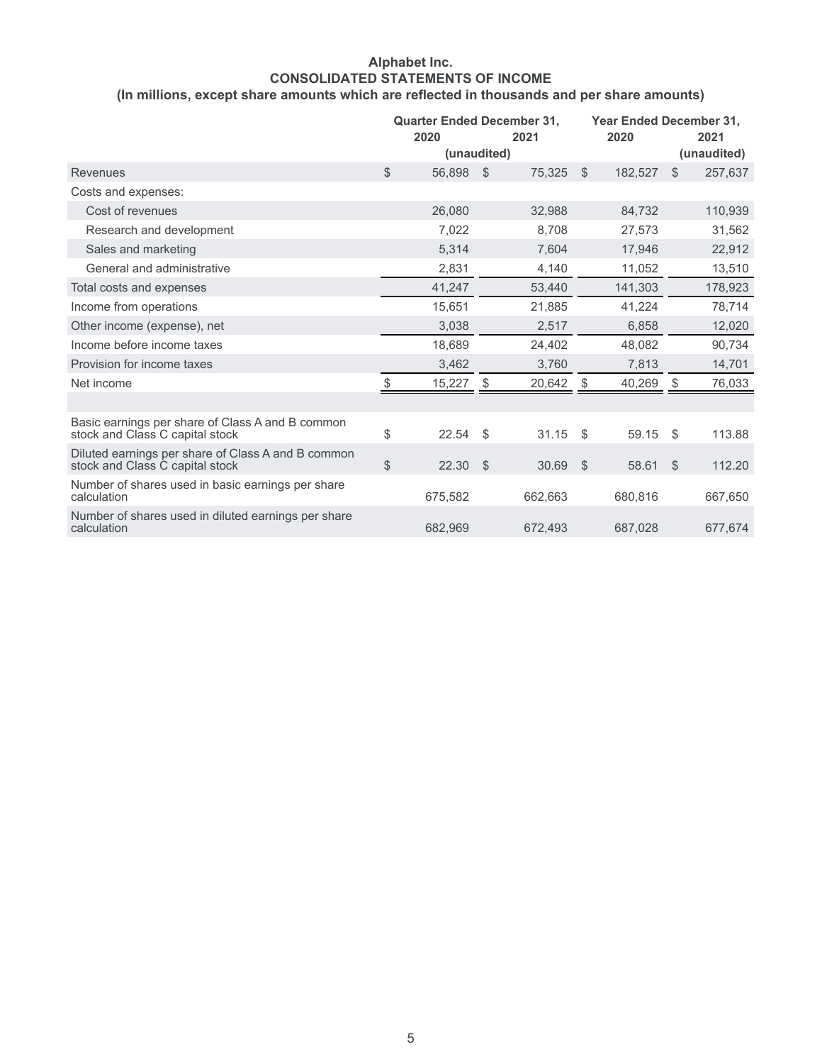**Alphabet Inc.**
**CONSOLIDATED STATEMENTS OF INCOME**
**(In millions, except share amounts which are reflected in thousands and per share amounts)**

| | Quarter Ended December 31, | | Year Ended December 31, | |
|---|---|---|---|---|
| | 2020 | 2021 | 2020 | 2021 |
| | (unaudited) | | | (unaudited) |
| Revenues | $ 56,898 | $ 75,325 | $ 182,527 | $ 257,637 |
| Costs and expenses: | | | | |
| Cost of revenues | 26,080 | 32,988 | 84,732 | 110,939 |
| Research and development | 7,022 | 8,708 | 27,573 | 31,562 |
| Sales and marketing | 5,314 | 7,604 | 17,946 | 22,912 |
| General and administrative | 2,831 | 4,140 | 11,052 | 13,510 |
| Total costs and expenses | 41,247 | 53,440 | 141,303 | 178,923 |
| Income from operations | 15,651 | 21,885 | 41,224 | 78,714 |
| Other income (expense), net | 3,038 | 2,517 | 6,858 | 12,020 |
| Income before income taxes | 18,689 | 24,402 | 48,082 | 90,734 |
| Provision for income taxes | 3,462 | 3,760 | 7,813 | 14,701 |
| Net income | $ 15,227 | $ 20,642 | $ 40,269 | $ 76,033 |
| | | | | |
| Basic earnings per share of Class A and B common stock and Class C capital stock | $ 22.54 | $ 31.15 | $ 59.15 | $ 113.88 |
| Diluted earnings per share of Class A and B common stock and Class C capital stock | $ 22.30 | $ 30.69 | $ 58.61 | $ 112.20 |
| Number of shares used in basic earnings per share calculation | 675,582 | 662,663 | 680,816 | 667,650 |
| Number of shares used in diluted earnings per share calculation | 682,969 | 672,493 | 687,028 | 677,674 |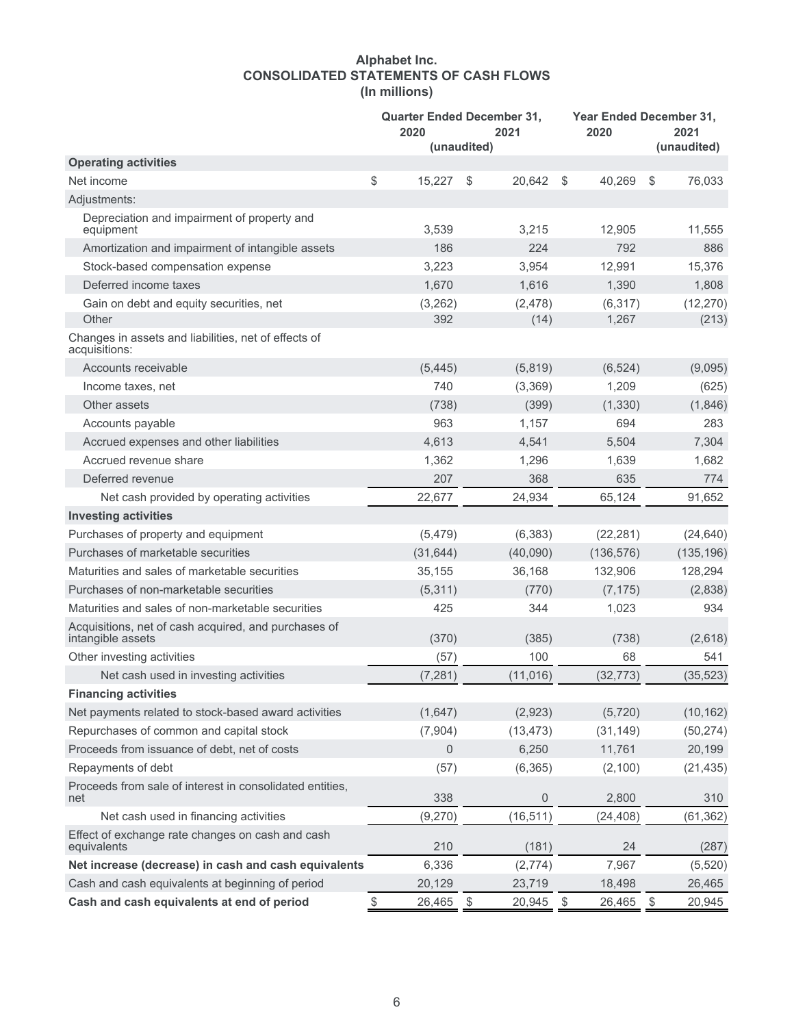# Alphabet Inc.
## CONSOLIDATED STATEMENTS OF CASH FLOWS
### (In millions)

| | Quarter Ended December 31, | | Year Ended December 31, | |
|---|---|---|---|---|
| | 2020 | 2021 | 2020 | 2021 |
| | (unaudited) | | | (unaudited) |
| **Operating activities** | | | | |
| Net income | $ 15,227 | $ 20,642 | $ 40,269 | $ 76,033 |
| Adjustments: | | | | |
| Depreciation and impairment of property and equipment | 3,539 | 3,215 | 12,905 | 11,555 |
| Amortization and impairment of intangible assets | 186 | 224 | 792 | 886 |
| Stock-based compensation expense | 3,223 | 3,954 | 12,991 | 15,376 |
| Deferred income taxes | 1,670 | 1,616 | 1,390 | 1,808 |
| Gain on debt and equity securities, net | (3,262) | (2,478) | (6,317) | (12,270) |
| Other | 392 | (14) | 1,267 | (213) |
| Changes in assets and liabilities, net of effects of acquisitions: | | | | |
| Accounts receivable | (5,445) | (5,819) | (6,524) | (9,095) |
| Income taxes, net | 740 | (3,369) | 1,209 | (625) |
| Other assets | (738) | (399) | (1,330) | (1,846) |
| Accounts payable | 963 | 1,157 | 694 | 283 |
| Accrued expenses and other liabilities | 4,613 | 4,541 | 5,504 | 7,304 |
| Accrued revenue share | 1,362 | 1,296 | 1,639 | 1,682 |
| Deferred revenue | 207 | 368 | 635 | 774 |
| Net cash provided by operating activities | 22,677 | 24,934 | 65,124 | 91,652 |
| **Investing activities** | | | | |
| Purchases of property and equipment | (5,479) | (6,383) | (22,281) | (24,640) |
| Purchases of marketable securities | (31,644) | (40,090) | (136,576) | (135,196) |
| Maturities and sales of marketable securities | 35,155 | 36,168 | 132,906 | 128,294 |
| Purchases of non-marketable securities | (5,311) | (770) | (7,175) | (2,838) |
| Maturities and sales of non-marketable securities | 425 | 344 | 1,023 | 934 |
| Acquisitions, net of cash acquired, and purchases of intangible assets | (370) | (385) | (738) | (2,618) |
| Other investing activities | (57) | 100 | 68 | 541 |
| Net cash used in investing activities | (7,281) | (11,016) | (32,773) | (35,523) |
| **Financing activities** | | | | |
| Net payments related to stock-based award activities | (1,647) | (2,923) | (5,720) | (10,162) |
| Repurchases of common and capital stock | (7,904) | (13,473) | (31,149) | (50,274) |
| Proceeds from issuance of debt, net of costs | 0 | 6,250 | 11,761 | 20,199 |
| Repayments of debt | (57) | (6,365) | (2,100) | (21,435) |
| Proceeds from sale of interest in consolidated entities, net | 338 | 0 | 2,800 | 310 |
| Net cash used in financing activities | (9,270) | (16,511) | (24,408) | (61,362) |
| Effect of exchange rate changes on cash and cash equivalents | 210 | (181) | 24 | (287) |
| **Net increase (decrease) in cash and cash equivalents** | 6,336 | (2,774) | 7,967 | (5,520) |
| Cash and cash equivalents at beginning of period | 20,129 | 23,719 | 18,498 | 26,465 |
| **Cash and cash equivalents at end of period** | $ 26,465 | $ 20,945 | $ 26,465 | $ 20,945 |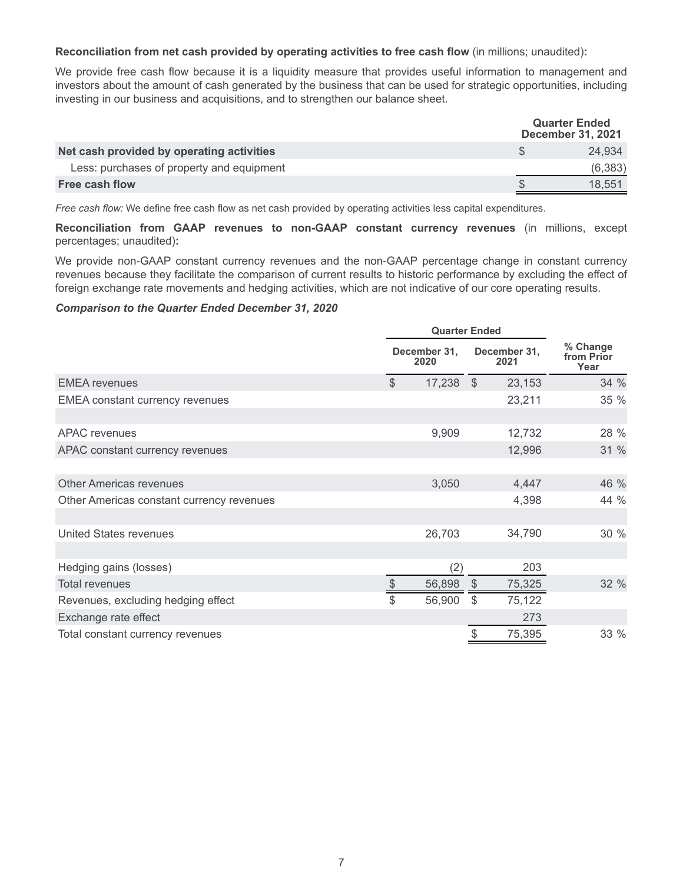**Reconciliation from net cash provided by operating activities to free cash flow** (in millions; unaudited)**:**

We provide free cash flow because it is a liquidity measure that provides useful information to management and investors about the amount of cash generated by the business that can be used for strategic opportunities, including investing in our business and acquisitions, and to strengthen our balance sheet.

| | Quarter Ended December 31, 2021 |
|---|---|
| **Net cash provided by operating activities** | $ 24,934 |
| Less: purchases of property and equipment | (6,383) |
| **Free cash flow** | $ 18,551 |

*Free cash flow:* We define free cash flow as net cash provided by operating activities less capital expenditures.

**Reconciliation from GAAP revenues to non-GAAP constant currency revenues** (in millions, except percentages; unaudited)**:**

We provide non-GAAP constant currency revenues and the non-GAAP percentage change in constant currency revenues because they facilitate the comparison of current results to historic performance by excluding the effect of foreign exchange rate movements and hedging activities, which are not indicative of our core operating results.

***Comparison to the Quarter Ended December 31, 2020***

| | Quarter Ended | | |
|---|---|---|---|
| | December 31, 2020 | December 31, 2021 | % Change from Prior Year |
| EMEA revenues | $ 17,238 | $ 23,153 | 34 % |
| EMEA constant currency revenues | | 23,211 | 35 % |
| | | | |
| APAC revenues | 9,909 | 12,732 | 28 % |
| APAC constant currency revenues | | 12,996 | 31 % |
| | | | |
| Other Americas revenues | 3,050 | 4,447 | 46 % |
| Other Americas constant currency revenues | | 4,398 | 44 % |
| | | | |
| United States revenues | 26,703 | 34,790 | 30 % |
| | | | |
| Hedging gains (losses) | (2) | 203 | |
| Total revenues | $ 56,898 | $ 75,325 | 32 % |
| Revenues, excluding hedging effect | $ 56,900 | $ 75,122 | |
| Exchange rate effect | | 273 | |
| Total constant currency revenues | | $ 75,395 | 33 % |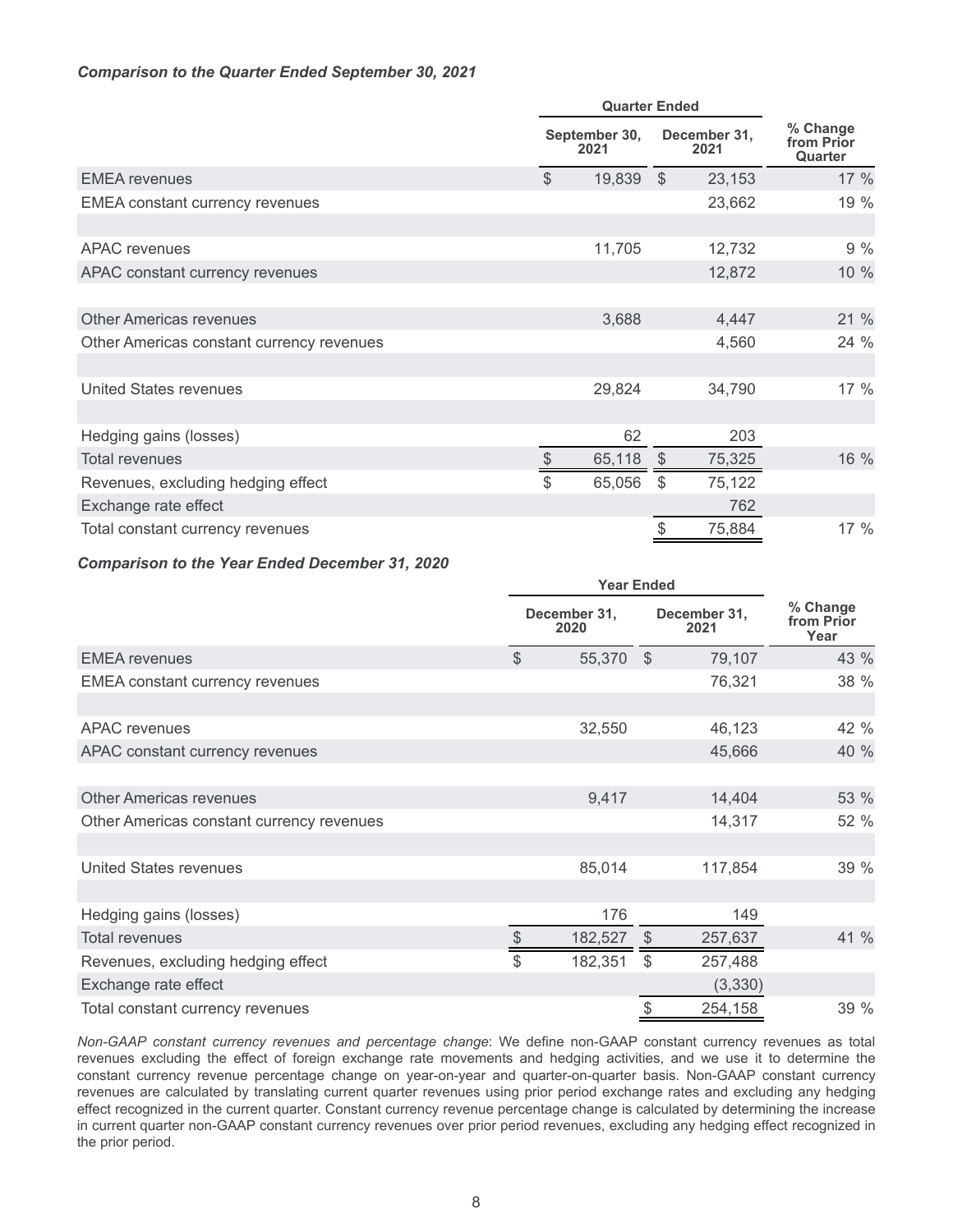***Comparison to the Quarter Ended September 30, 2021***

| | Quarter Ended | | % Change from Prior Quarter |
|---|---|---|---|
| | September 30, 2021 | December 31, 2021 | |
| EMEA revenues | $ 19,839 | $ 23,153 | 17 % |
| EMEA constant currency revenues | | 23,662 | 19 % |
| | | | |
| APAC revenues | 11,705 | 12,732 | 9 % |
| APAC constant currency revenues | | 12,872 | 10 % |
| | | | |
| Other Americas revenues | 3,688 | 4,447 | 21 % |
| Other Americas constant currency revenues | | 4,560 | 24 % |
| | | | |
| United States revenues | 29,824 | 34,790 | 17 % |
| | | | |
| Hedging gains (losses) | 62 | 203 | |
| Total revenues | $ 65,118 | $ 75,325 | 16 % |
| Revenues, excluding hedging effect | $ 65,056 | $ 75,122 | |
| Exchange rate effect | | 762 | |
| Total constant currency revenues | | $ 75,884 | 17 % |

***Comparison to the Year Ended December 31, 2020***

| | Year Ended | | % Change from Prior Year |
|---|---|---|---|
| | December 31, 2020 | December 31, 2021 | |
| EMEA revenues | $ 55,370 | $ 79,107 | 43 % |
| EMEA constant currency revenues | | 76,321 | 38 % |
| | | | |
| APAC revenues | 32,550 | 46,123 | 42 % |
| APAC constant currency revenues | | 45,666 | 40 % |
| | | | |
| Other Americas revenues | 9,417 | 14,404 | 53 % |
| Other Americas constant currency revenues | | 14,317 | 52 % |
| | | | |
| United States revenues | 85,014 | 117,854 | 39 % |
| | | | |
| Hedging gains (losses) | 176 | 149 | |
| Total revenues | $ 182,527 | $ 257,637 | 41 % |
| Revenues, excluding hedging effect | $ 182,351 | $ 257,488 | |
| Exchange rate effect | | (3,330) | |
| Total constant currency revenues | | $ 254,158 | 39 % |

*Non-GAAP constant currency revenues and percentage change*: We define non-GAAP constant currency revenues as total revenues excluding the effect of foreign exchange rate movements and hedging activities, and we use it to determine the constant currency revenue percentage change on year-on-year and quarter-on-quarter basis. Non-GAAP constant currency revenues are calculated by translating current quarter revenues using prior period exchange rates and excluding any hedging effect recognized in the current quarter. Constant currency revenue percentage change is calculated by determining the increase in current quarter non-GAAP constant currency revenues over prior period revenues, excluding any hedging effect recognized in the prior period.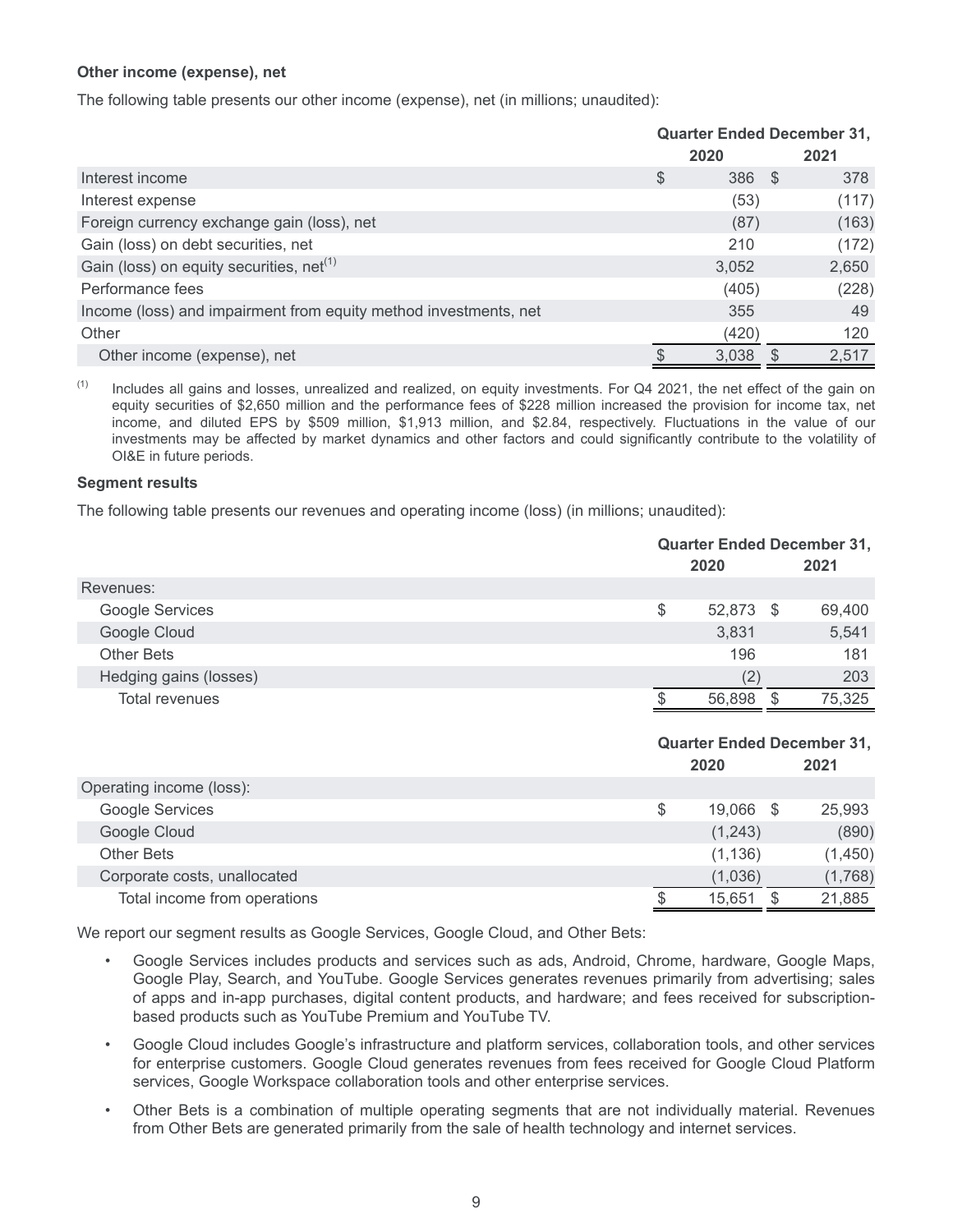**Other income (expense), net**

The following table presents our other income (expense), net (in millions; unaudited):

| | Quarter Ended December 31, | |
|---|---|---|
| | 2020 | 2021 |
| Interest income | $ 386 | $ 378 |
| Interest expense | (53) | (117) |
| Foreign currency exchange gain (loss), net | (87) | (163) |
| Gain (loss) on debt securities, net | 210 | (172) |
| Gain (loss) on equity securities, net[1] | 3,052 | 2,650 |
| Performance fees | (405) | (228) |
| Income (loss) and impairment from equity method investments, net | 355 | 49 |
| Other | (420) | 120 |
| Other income (expense), net | $ 3,038 | $ 2,517 |

[1] Includes all gains and losses, unrealized and realized, on equity investments. For Q4 2021, the net effect of the gain on equity securities of $2,650 million and the performance fees of $228 million increased the provision for income tax, net income, and diluted EPS by $509 million, $1,913 million, and $2.84, respectively. Fluctuations in the value of our investments may be affected by market dynamics and other factors and could significantly contribute to the volatility of OI&E in future periods.

**Segment results**

The following table presents our revenues and operating income (loss) (in millions; unaudited):

| | Quarter Ended December 31, | |
|---|---|---|
| | 2020 | 2021 |
| Revenues: | | |
| Google Services | $ 52,873 | $ 69,400 |
| Google Cloud | 3,831 | 5,541 |
| Other Bets | 196 | 181 |
| Hedging gains (losses) | (2) | 203 |
| Total revenues | $ 56,898 | $ 75,325 |

| | Quarter Ended December 31, | |
|---|---|---|
| | 2020 | 2021 |
| Operating income (loss): | | |
| Google Services | $ 19,066 | $ 25,993 |
| Google Cloud | (1,243) | (890) |
| Other Bets | (1,136) | (1,450) |
| Corporate costs, unallocated | (1,036) | (1,768) |
| Total income from operations | $ 15,651 | $ 21,885 |

We report our segment results as Google Services, Google Cloud, and Other Bets:

- Google Services includes products and services such as ads, Android, Chrome, hardware, Google Maps, Google Play, Search, and YouTube. Google Services generates revenues primarily from advertising; sales of apps and in-app purchases, digital content products, and hardware; and fees received for subscription-based products such as YouTube Premium and YouTube TV.
- Google Cloud includes Google's infrastructure and platform services, collaboration tools, and other services for enterprise customers. Google Cloud generates revenues from fees received for Google Cloud Platform services, Google Workspace collaboration tools and other enterprise services.
- Other Bets is a combination of multiple operating segments that are not individually material. Revenues from Other Bets are generated primarily from the sale of health technology and internet services.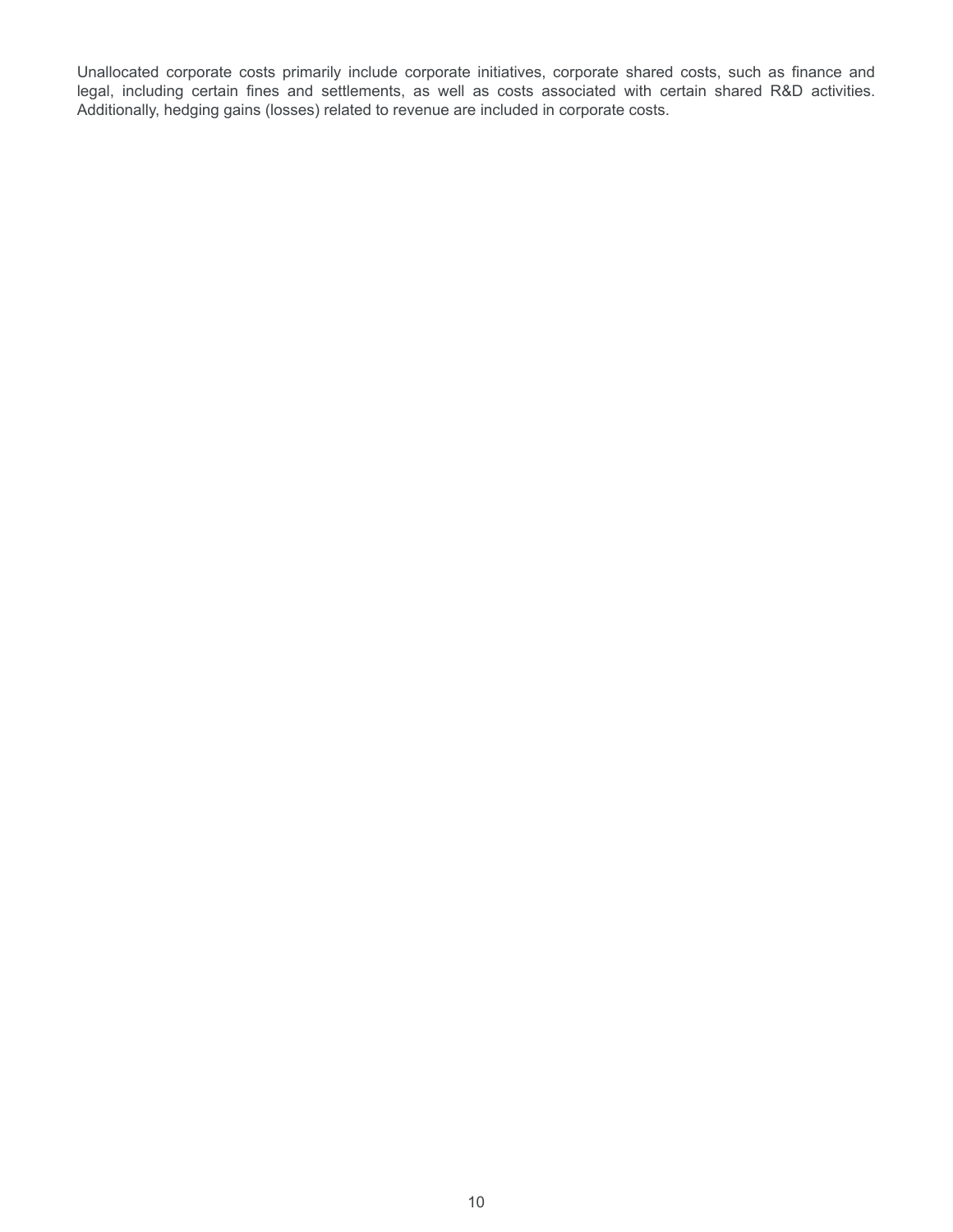Unallocated corporate costs primarily include corporate initiatives, corporate shared costs, such as finance and legal, including certain fines and settlements, as well as costs associated with certain shared R&D activities. Additionally, hedging gains (losses) related to revenue are included in corporate costs.